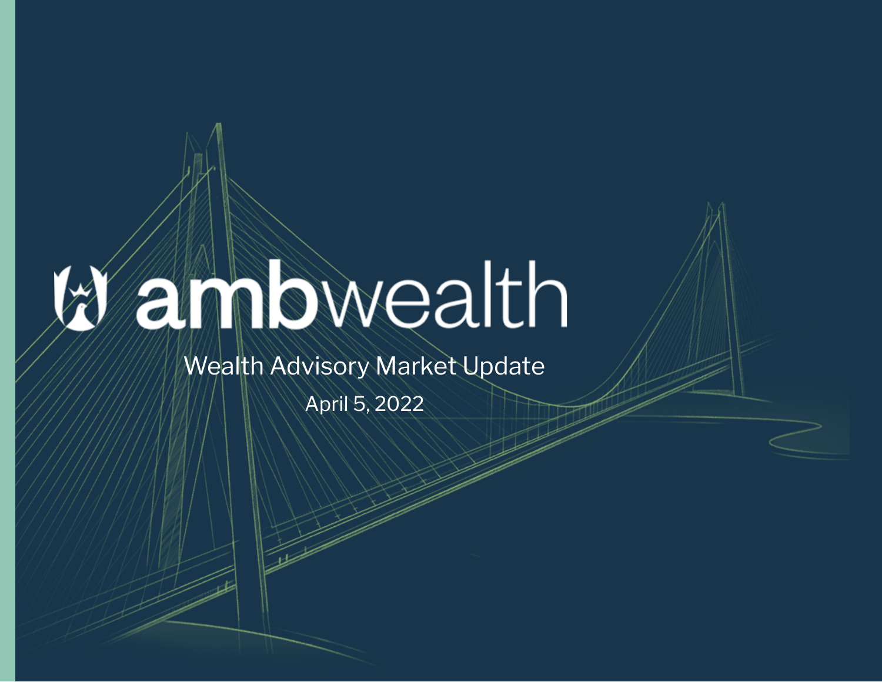# ambwealth

## Wealth Advisory Market Update

April 5, 2022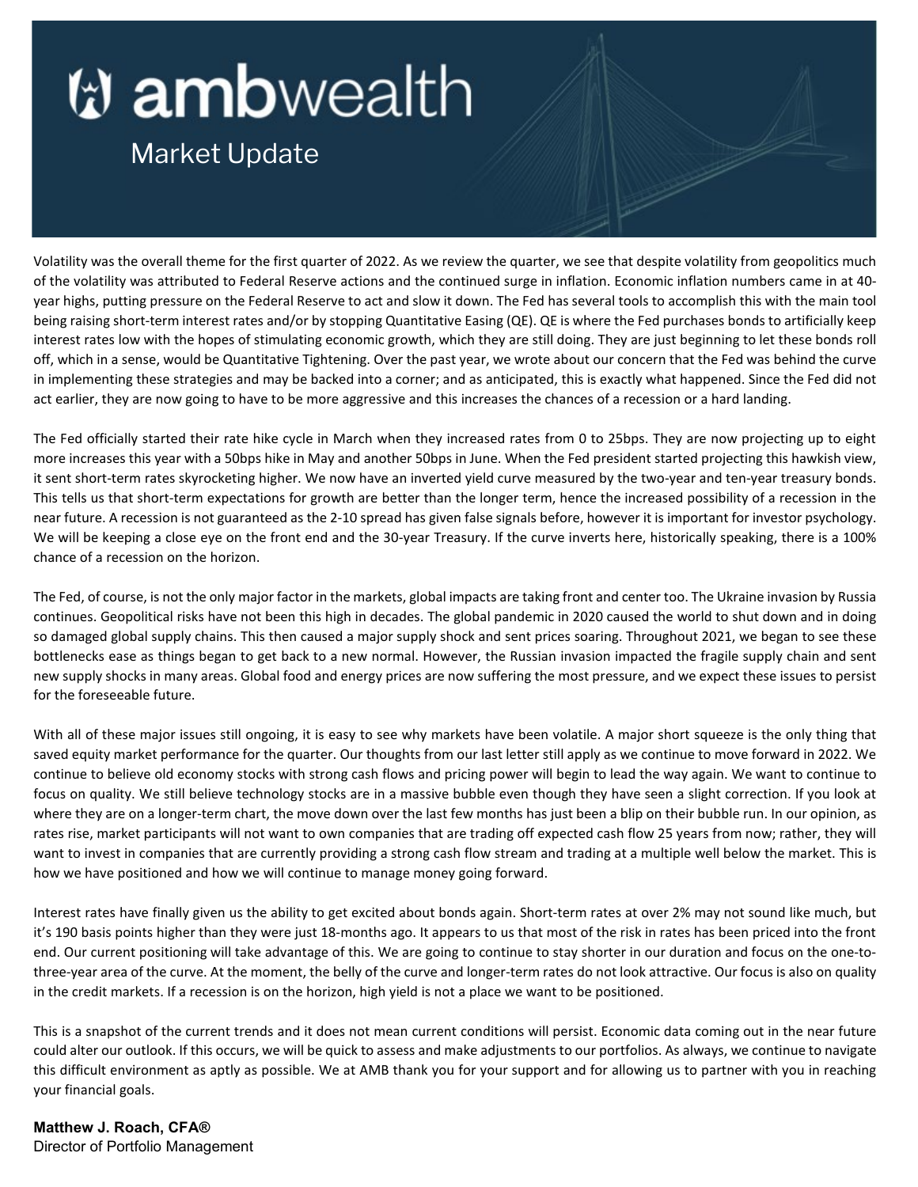# ambwealth

## Market Update

Volatility was the overall theme for the first quarter of 2022. As we review the quarter, we see that despite volatility from geopolitics much of the volatility was attributed to Federal Reserve actions and the continued surge in inflation. Economic inflation numbers came in at 40-year highs, putting pressure on the Federal Reserve to act and slow it down. The Fed has several tools to accomplish this with the main tool being raising short-term interest rates and/or by stopping Quantitative Easing (QE). QE is where the Fed purchases bonds to artificially keep interest rates low with the hopes of stimulating economic growth, which they are still doing. They are just beginning to let these bonds roll off, which in a sense, would be Quantitative Tightening. Over the past year, we wrote about our concern that the Fed was behind the curve in implementing these strategies and may be backed into a corner; and as anticipated, this is exactly what happened. Since the Fed did not act earlier, they are now going to have to be more aggressive and this increases the chances of a recession or a hard landing.

The Fed officially started their rate hike cycle in March when they increased rates from 0 to 25bps. They are now projecting up to eight more increases this year with a 50bps hike in May and another 50bps in June. When the Fed president started projecting this hawkish view, it sent short-term rates skyrocketing higher. We now have an inverted yield curve measured by the two-year and ten-year treasury bonds. This tells us that short-term expectations for growth are better than the longer term, hence the increased possibility of a recession in the near future. A recession is not guaranteed as the 2-10 spread has given false signals before, however it is important for investor psychology. We will be keeping a close eye on the front end and the 30-year Treasury. If the curve inverts here, historically speaking, there is a 100% chance of a recession on the horizon.

The Fed, of course, is not the only major factor in the markets, global impacts are taking front and center too. The Ukraine invasion by Russia continues. Geopolitical risks have not been this high in decades. The global pandemic in 2020 caused the world to shut down and in doing so damaged global supply chains. This then caused a major supply shock and sent prices soaring. Throughout 2021, we began to see these bottlenecks ease as things began to get back to a new normal. However, the Russian invasion impacted the fragile supply chain and sent new supply shocks in many areas. Global food and energy prices are now suffering the most pressure, and we expect these issues to persist for the foreseeable future.

With all of these major issues still ongoing, it is easy to see why markets have been volatile. A major short squeeze is the only thing that saved equity market performance for the quarter. Our thoughts from our last letter still apply as we continue to move forward in 2022. We continue to believe old economy stocks with strong cash flows and pricing power will begin to lead the way again. We want to continue to focus on quality. We still believe technology stocks are in a massive bubble even though they have seen a slight correction. If you look at where they are on a longer-term chart, the move down over the last few months has just been a blip on their bubble run. In our opinion, as rates rise, market participants will not want to own companies that are trading off expected cash flow 25 years from now; rather, they will want to invest in companies that are currently providing a strong cash flow stream and trading at a multiple well below the market. This is how we have positioned and how we will continue to manage money going forward.

Interest rates have finally given us the ability to get excited about bonds again. Short-term rates at over 2% may not sound like much, but it's 190 basis points higher than they were just 18-months ago. It appears to us that most of the risk in rates has been priced into the front end. Our current positioning will take advantage of this. We are going to continue to stay shorter in our duration and focus on the one-to-three-year area of the curve. At the moment, the belly of the curve and longer-term rates do not look attractive. Our focus is also on quality in the credit markets. If a recession is on the horizon, high yield is not a place we want to be positioned.

This is a snapshot of the current trends and it does not mean current conditions will persist. Economic data coming out in the near future could alter our outlook. If this occurs, we will be quick to assess and make adjustments to our portfolios. As always, we continue to navigate this difficult environment as aptly as possible. We at AMB thank you for your support and for allowing us to partner with you in reaching your financial goals.

**Matthew J. Roach, CFA®**
Director of Portfolio Management